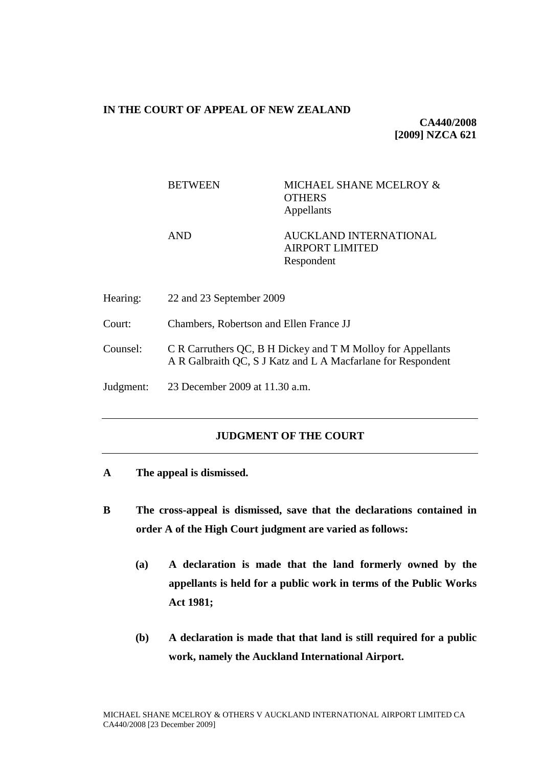**IN THE COURT OF APPEAL OF NEW ZEALAND**

**CA440/2008**
**[2009] NZCA 621**

| | |
|---|---|
| BETWEEN | MICHAEL SHANE MCELROY & OTHERS<br>Appellants |
| AND | AUCKLAND INTERNATIONAL AIRPORT LIMITED<br>Respondent |

| | |
|---|---|
| Hearing: | 22 and 23 September 2009 |
| Court: | Chambers, Robertson and Ellen France JJ |
| Counsel: | C R Carruthers QC, B H Dickey and T M Molloy for Appellants<br>A R Galbraith QC, S J Katz and L A Macfarlane for Respondent |
| Judgment: | 23 December 2009 at 11.30 a.m. |

---

## JUDGMENT OF THE COURT

---

**A The appeal is dismissed.**

**B The cross-appeal is dismissed, save that the declarations contained in order A of the High Court judgment are varied as follows:**

**(a) A declaration is made that the land formerly owned by the appellants is held for a public work in terms of the Public Works Act 1981;**

**(b) A declaration is made that that land is still required for a public work, namely the Auckland International Airport.**

MICHAEL SHANE MCELROY & OTHERS V AUCKLAND INTERNATIONAL AIRPORT LIMITED CA CA440/2008 [23 December 2009]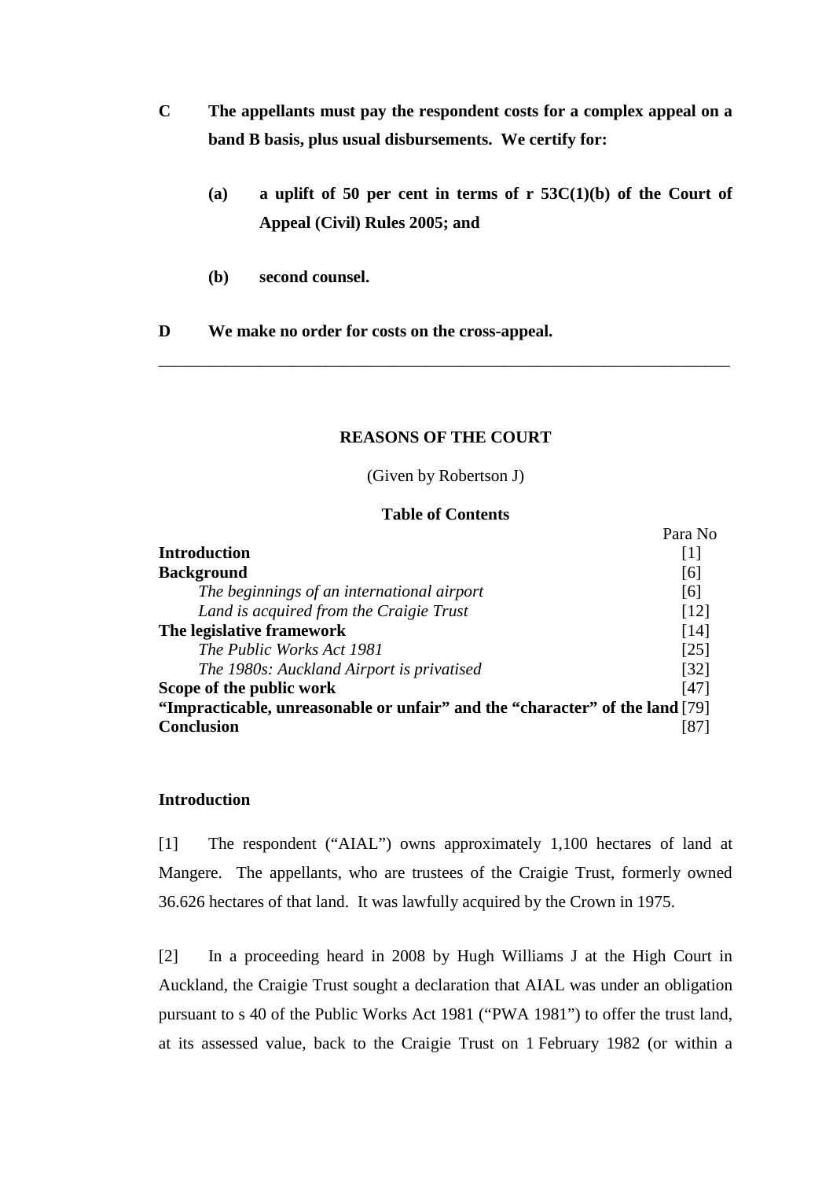**C** **The appellants must pay the respondent costs for a complex appeal on a band B basis, plus usual disbursements. We certify for:**

> **(a)** **a uplift of 50 per cent in terms of r 53C(1)(b) of the Court of Appeal (Civil) Rules 2005; and**
>
> **(b)** **second counsel.**

**D** **We make no order for costs on the cross-appeal.**

---

## REASONS OF THE COURT

(Given by Robertson J)

### Table of Contents

| | Para No |
|---|---|
| **Introduction** | [1] |
| **Background** | [6] |
| *The beginnings of an international airport* | [6] |
| *Land is acquired from the Craigie Trust* | [12] |
| **The legislative framework** | [14] |
| *The Public Works Act 1981* | [25] |
| *The 1980s: Auckland Airport is privatised* | [32] |
| **Scope of the public work** | [47] |
| **"Impracticable, unreasonable or unfair" and the "character" of the land** | [79] |
| **Conclusion** | [87] |

### Introduction

[1] The respondent ("AIAL") owns approximately 1,100 hectares of land at Mangere. The appellants, who are trustees of the Craigie Trust, formerly owned 36.626 hectares of that land. It was lawfully acquired by the Crown in 1975.

[2] In a proceeding heard in 2008 by Hugh Williams J at the High Court in Auckland, the Craigie Trust sought a declaration that AIAL was under an obligation pursuant to s 40 of the Public Works Act 1981 ("PWA 1981") to offer the trust land, at its assessed value, back to the Craigie Trust on 1 February 1982 (or within a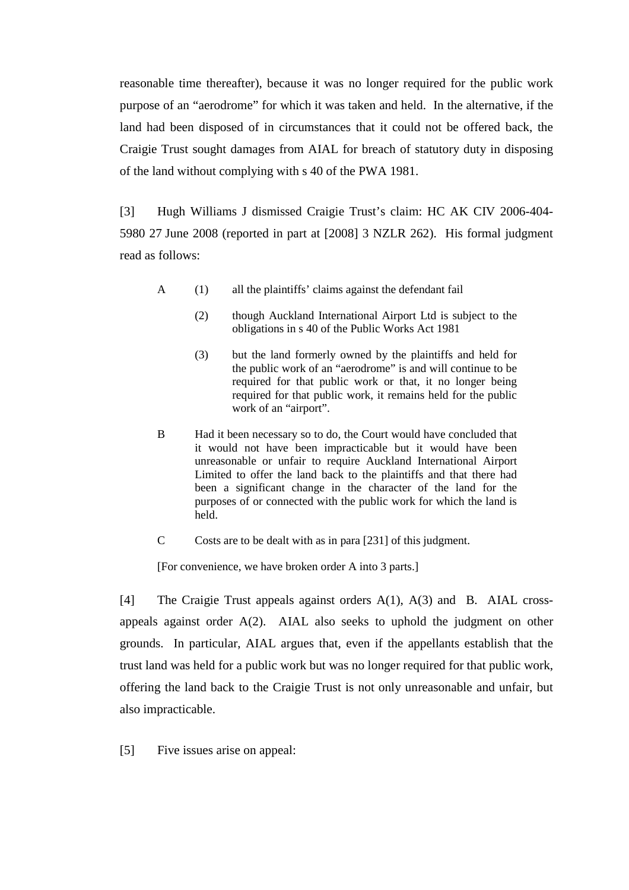reasonable time thereafter), because it was no longer required for the public work purpose of an "aerodrome" for which it was taken and held. In the alternative, if the land had been disposed of in circumstances that it could not be offered back, the Craigie Trust sought damages from AIAL for breach of statutory duty in disposing of the land without complying with s 40 of the PWA 1981.

[3] Hugh Williams J dismissed Craigie Trust's claim: HC AK CIV 2006-404-5980 27 June 2008 (reported in part at [2008] 3 NZLR 262). His formal judgment read as follows:

> A (1) all the plaintiffs' claims against the defendant fail
>
> (2) though Auckland International Airport Ltd is subject to the obligations in s 40 of the Public Works Act 1981
>
> (3) but the land formerly owned by the plaintiffs and held for the public work of an "aerodrome" is and will continue to be required for that public work or that, it no longer being required for that public work, it remains held for the public work of an "airport".
>
> B Had it been necessary so to do, the Court would have concluded that it would not have been impracticable but it would have been unreasonable or unfair to require Auckland International Airport Limited to offer the land back to the plaintiffs and that there had been a significant change in the character of the land for the purposes of or connected with the public work for which the land is held.
>
> C Costs are to be dealt with as in para [231] of this judgment.
>
> [For convenience, we have broken order A into 3 parts.]

[4] The Craigie Trust appeals against orders A(1), A(3) and B. AIAL cross-appeals against order A(2). AIAL also seeks to uphold the judgment on other grounds. In particular, AIAL argues that, even if the appellants establish that the trust land was held for a public work but was no longer required for that public work, offering the land back to the Craigie Trust is not only unreasonable and unfair, but also impracticable.

[5] Five issues arise on appeal: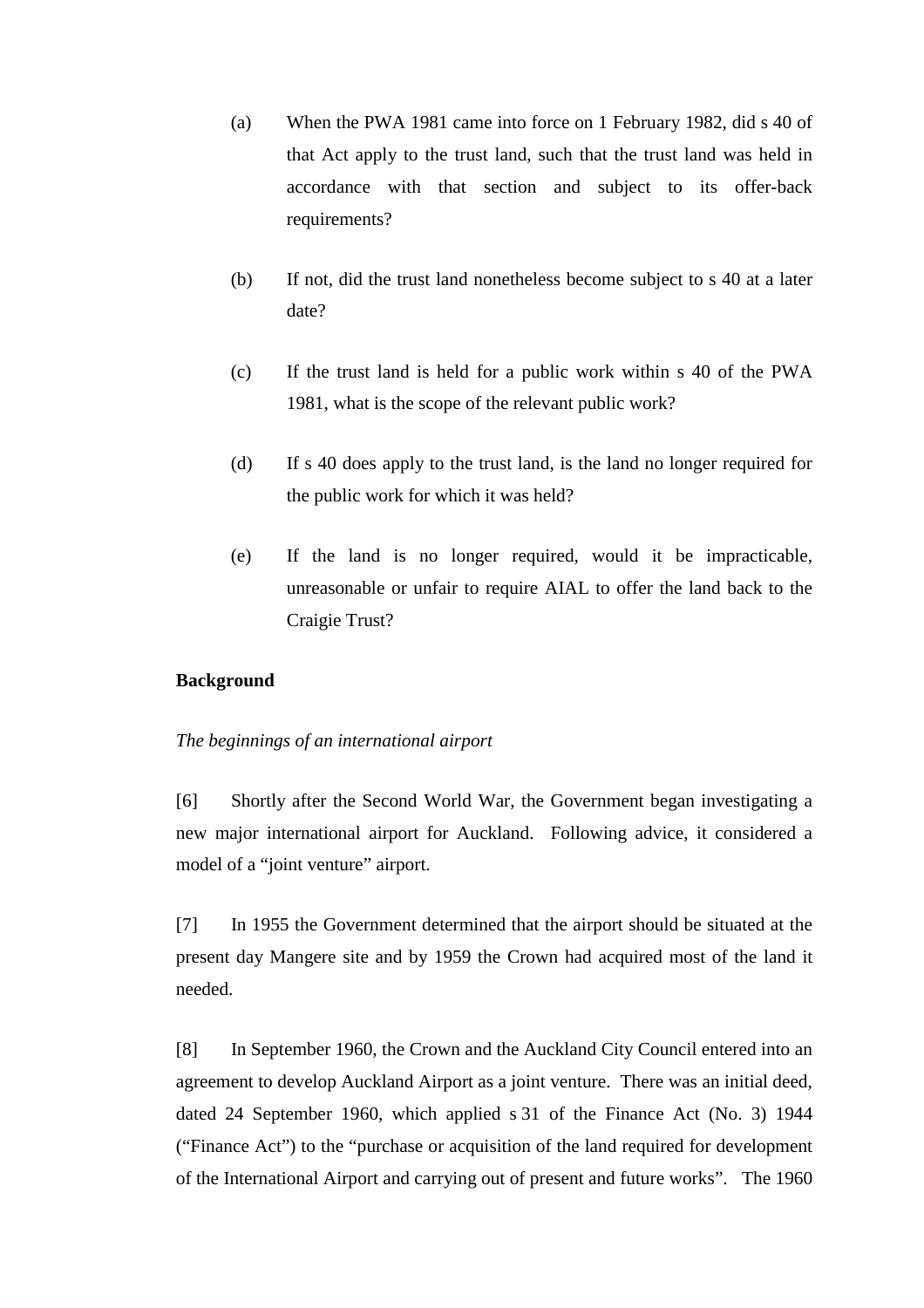(a) When the PWA 1981 came into force on 1 February 1982, did s 40 of that Act apply to the trust land, such that the trust land was held in accordance with that section and subject to its offer-back requirements?

(b) If not, did the trust land nonetheless become subject to s 40 at a later date?

(c) If the trust land is held for a public work within s 40 of the PWA 1981, what is the scope of the relevant public work?

(d) If s 40 does apply to the trust land, is the land no longer required for the public work for which it was held?

(e) If the land is no longer required, would it be impracticable, unreasonable or unfair to require AIAL to offer the land back to the Craigie Trust?

**Background**

*The beginnings of an international airport*

[6] Shortly after the Second World War, the Government began investigating a new major international airport for Auckland. Following advice, it considered a model of a "joint venture" airport.

[7] In 1955 the Government determined that the airport should be situated at the present day Mangere site and by 1959 the Crown had acquired most of the land it needed.

[8] In September 1960, the Crown and the Auckland City Council entered into an agreement to develop Auckland Airport as a joint venture. There was an initial deed, dated 24 September 1960, which applied s 31 of the Finance Act (No. 3) 1944 ("Finance Act") to the "purchase or acquisition of the land required for development of the International Airport and carrying out of present and future works". The 1960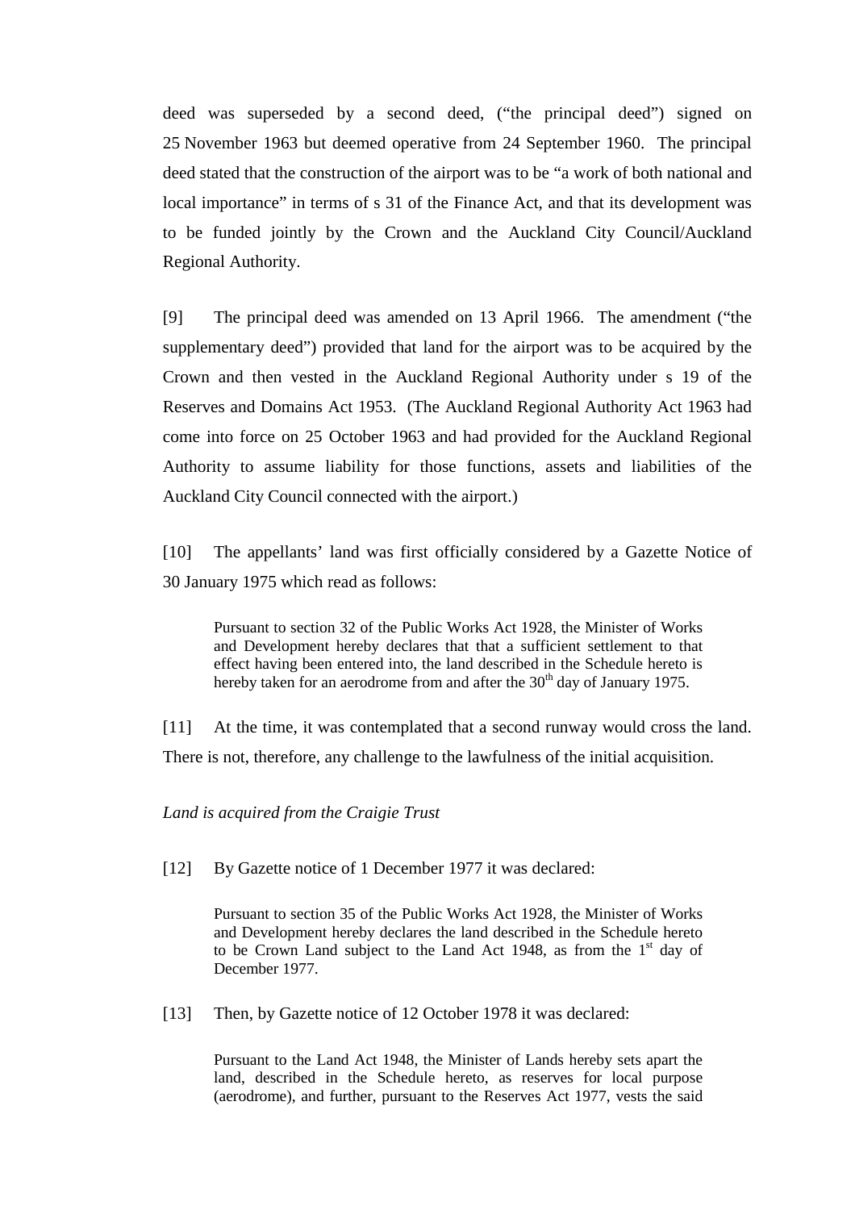deed was superseded by a second deed, ("the principal deed") signed on 25 November 1963 but deemed operative from 24 September 1960. The principal deed stated that the construction of the airport was to be "a work of both national and local importance" in terms of s 31 of the Finance Act, and that its development was to be funded jointly by the Crown and the Auckland City Council/Auckland Regional Authority.

[9] The principal deed was amended on 13 April 1966. The amendment ("the supplementary deed") provided that land for the airport was to be acquired by the Crown and then vested in the Auckland Regional Authority under s 19 of the Reserves and Domains Act 1953. (The Auckland Regional Authority Act 1963 had come into force on 25 October 1963 and had provided for the Auckland Regional Authority to assume liability for those functions, assets and liabilities of the Auckland City Council connected with the airport.)

[10] The appellants' land was first officially considered by a Gazette Notice of 30 January 1975 which read as follows:

> Pursuant to section 32 of the Public Works Act 1928, the Minister of Works and Development hereby declares that that a sufficient settlement to that effect having been entered into, the land described in the Schedule hereto is hereby taken for an aerodrome from and after the 30th day of January 1975.

[11] At the time, it was contemplated that a second runway would cross the land. There is not, therefore, any challenge to the lawfulness of the initial acquisition.

*Land is acquired from the Craigie Trust*

[12] By Gazette notice of 1 December 1977 it was declared:

> Pursuant to section 35 of the Public Works Act 1928, the Minister of Works and Development hereby declares the land described in the Schedule hereto to be Crown Land subject to the Land Act 1948, as from the 1st day of December 1977.

[13] Then, by Gazette notice of 12 October 1978 it was declared:

> Pursuant to the Land Act 1948, the Minister of Lands hereby sets apart the land, described in the Schedule hereto, as reserves for local purpose (aerodrome), and further, pursuant to the Reserves Act 1977, vests the said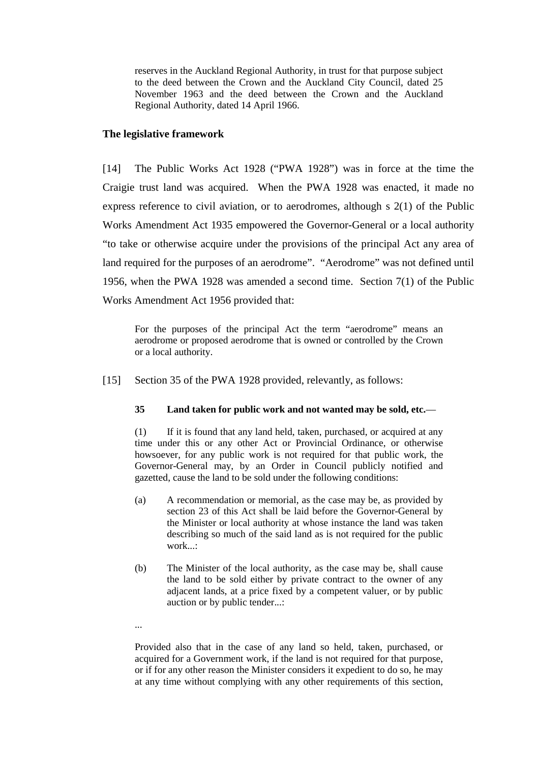> reserves in the Auckland Regional Authority, in trust for that purpose subject to the deed between the Crown and the Auckland City Council, dated 25 November 1963 and the deed between the Crown and the Auckland Regional Authority, dated 14 April 1966.

### The legislative framework

[14] The Public Works Act 1928 ("PWA 1928") was in force at the time the Craigie trust land was acquired. When the PWA 1928 was enacted, it made no express reference to civil aviation, or to aerodromes, although s 2(1) of the Public Works Amendment Act 1935 empowered the Governor-General or a local authority "to take or otherwise acquire under the provisions of the principal Act any area of land required for the purposes of an aerodrome". "Aerodrome" was not defined until 1956, when the PWA 1928 was amended a second time. Section 7(1) of the Public Works Amendment Act 1956 provided that:

> For the purposes of the principal Act the term "aerodrome" means an aerodrome or proposed aerodrome that is owned or controlled by the Crown or a local authority.

[15] Section 35 of the PWA 1928 provided, relevantly, as follows:

> **35 Land taken for public work and not wanted may be sold, etc.**—
>
> (1) If it is found that any land held, taken, purchased, or acquired at any time under this or any other Act or Provincial Ordinance, or otherwise howsoever, for any public work is not required for that public work, the Governor-General may, by an Order in Council publicly notified and gazetted, cause the land to be sold under the following conditions:
>
> (a) A recommendation or memorial, as the case may be, as provided by section 23 of this Act shall be laid before the Governor-General by the Minister or local authority at whose instance the land was taken describing so much of the said land as is not required for the public work...:
>
> (b) The Minister of the local authority, as the case may be, shall cause the land to be sold either by private contract to the owner of any adjacent lands, at a price fixed by a competent valuer, or by public auction or by public tender...:
>
> ...
>
> Provided also that in the case of any land so held, taken, purchased, or acquired for a Government work, if the land is not required for that purpose, or if for any other reason the Minister considers it expedient to do so, he may at any time without complying with any other requirements of this section,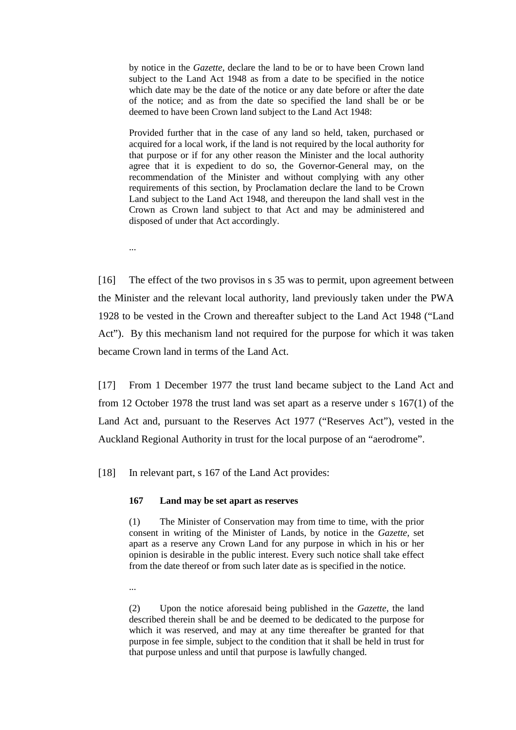> by notice in the *Gazette*, declare the land to be or to have been Crown land subject to the Land Act 1948 as from a date to be specified in the notice which date may be the date of the notice or any date before or after the date of the notice; and as from the date so specified the land shall be or be deemed to have been Crown land subject to the Land Act 1948:
>
> Provided further that in the case of any land so held, taken, purchased or acquired for a local work, if the land is not required by the local authority for that purpose or if for any other reason the Minister and the local authority agree that it is expedient to do so, the Governor-General may, on the recommendation of the Minister and without complying with any other requirements of this section, by Proclamation declare the land to be Crown Land subject to the Land Act 1948, and thereupon the land shall vest in the Crown as Crown land subject to that Act and may be administered and disposed of under that Act accordingly.
>
> ...

[16] The effect of the two provisos in s 35 was to permit, upon agreement between the Minister and the relevant local authority, land previously taken under the PWA 1928 to be vested in the Crown and thereafter subject to the Land Act 1948 ("Land Act"). By this mechanism land not required for the purpose for which it was taken became Crown land in terms of the Land Act.

[17] From 1 December 1977 the trust land became subject to the Land Act and from 12 October 1978 the trust land was set apart as a reserve under s 167(1) of the Land Act and, pursuant to the Reserves Act 1977 ("Reserves Act"), vested in the Auckland Regional Authority in trust for the local purpose of an "aerodrome".

[18] In relevant part, s 167 of the Land Act provides:

> **167 Land may be set apart as reserves**
>
> (1) The Minister of Conservation may from time to time, with the prior consent in writing of the Minister of Lands, by notice in the *Gazette*, set apart as a reserve any Crown Land for any purpose in which in his or her opinion is desirable in the public interest. Every such notice shall take effect from the date thereof or from such later date as is specified in the notice.
>
> ...
>
> (2) Upon the notice aforesaid being published in the *Gazette*, the land described therein shall be and be deemed to be dedicated to the purpose for which it was reserved, and may at any time thereafter be granted for that purpose in fee simple, subject to the condition that it shall be held in trust for that purpose unless and until that purpose is lawfully changed.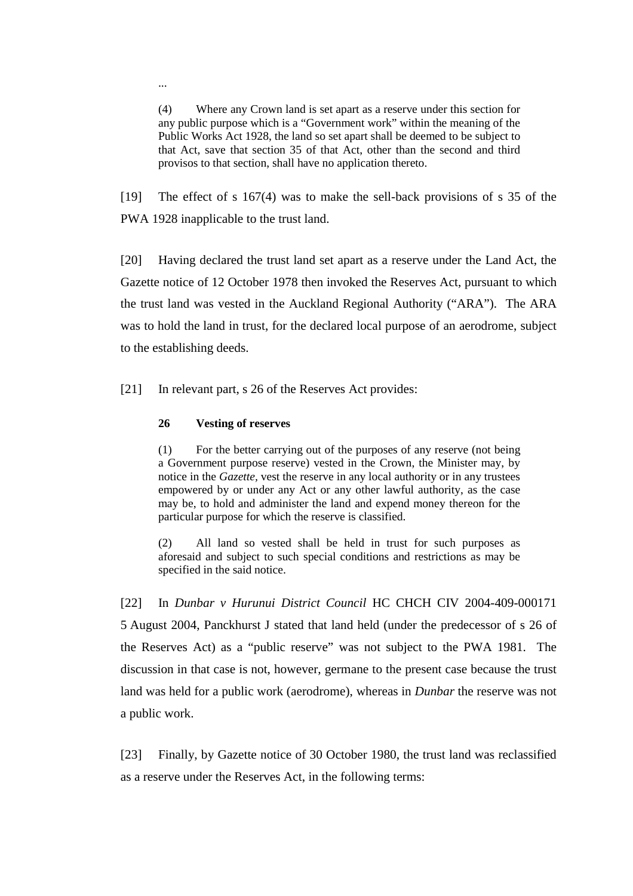...

> (4) Where any Crown land is set apart as a reserve under this section for any public purpose which is a "Government work" within the meaning of the Public Works Act 1928, the land so set apart shall be deemed to be subject to that Act, save that section 35 of that Act, other than the second and third provisos to that section, shall have no application thereto.

[19] The effect of s 167(4) was to make the sell-back provisions of s 35 of the PWA 1928 inapplicable to the trust land.

[20] Having declared the trust land set apart as a reserve under the Land Act, the Gazette notice of 12 October 1978 then invoked the Reserves Act, pursuant to which the trust land was vested in the Auckland Regional Authority ("ARA"). The ARA was to hold the land in trust, for the declared local purpose of an aerodrome, subject to the establishing deeds.

[21] In relevant part, s 26 of the Reserves Act provides:

> **26 Vesting of reserves**
>
> (1) For the better carrying out of the purposes of any reserve (not being a Government purpose reserve) vested in the Crown, the Minister may, by notice in the *Gazette*, vest the reserve in any local authority or in any trustees empowered by or under any Act or any other lawful authority, as the case may be, to hold and administer the land and expend money thereon for the particular purpose for which the reserve is classified.
>
> (2) All land so vested shall be held in trust for such purposes as aforesaid and subject to such special conditions and restrictions as may be specified in the said notice.

[22] In *Dunbar v Hurunui District Council* HC CHCH CIV 2004-409-000171 5 August 2004, Panckhurst J stated that land held (under the predecessor of s 26 of the Reserves Act) as a "public reserve" was not subject to the PWA 1981. The discussion in that case is not, however, germane to the present case because the trust land was held for a public work (aerodrome), whereas in *Dunbar* the reserve was not a public work.

[23] Finally, by Gazette notice of 30 October 1980, the trust land was reclassified as a reserve under the Reserves Act, in the following terms: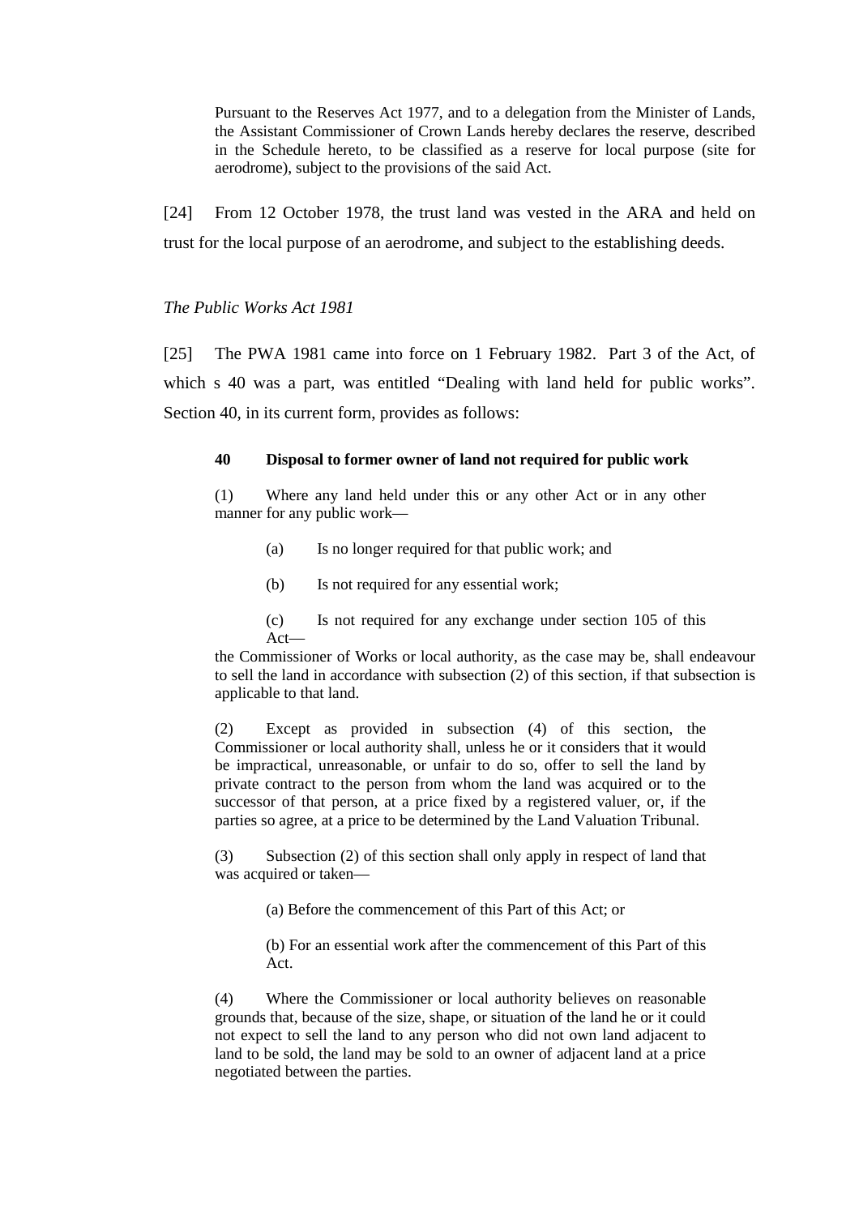> Pursuant to the Reserves Act 1977, and to a delegation from the Minister of Lands, the Assistant Commissioner of Crown Lands hereby declares the reserve, described in the Schedule hereto, to be classified as a reserve for local purpose (site for aerodrome), subject to the provisions of the said Act.

[24] From 12 October 1978, the trust land was vested in the ARA and held on trust for the local purpose of an aerodrome, and subject to the establishing deeds.

*The Public Works Act 1981*

[25] The PWA 1981 came into force on 1 February 1982. Part 3 of the Act, of which s 40 was a part, was entitled "Dealing with land held for public works". Section 40, in its current form, provides as follows:

> **40 Disposal to former owner of land not required for public work**
>
> (1) Where any land held under this or any other Act or in any other manner for any public work—
>
> (a) Is no longer required for that public work; and
>
> (b) Is not required for any essential work;
>
> (c) Is not required for any exchange under section 105 of this Act—
>
> the Commissioner of Works or local authority, as the case may be, shall endeavour to sell the land in accordance with subsection (2) of this section, if that subsection is applicable to that land.
>
> (2) Except as provided in subsection (4) of this section, the Commissioner or local authority shall, unless he or it considers that it would be impractical, unreasonable, or unfair to do so, offer to sell the land by private contract to the person from whom the land was acquired or to the successor of that person, at a price fixed by a registered valuer, or, if the parties so agree, at a price to be determined by the Land Valuation Tribunal.
>
> (3) Subsection (2) of this section shall only apply in respect of land that was acquired or taken—
>
> (a) Before the commencement of this Part of this Act; or
>
> (b) For an essential work after the commencement of this Part of this Act.
>
> (4) Where the Commissioner or local authority believes on reasonable grounds that, because of the size, shape, or situation of the land he or it could not expect to sell the land to any person who did not own land adjacent to land to be sold, the land may be sold to an owner of adjacent land at a price negotiated between the parties.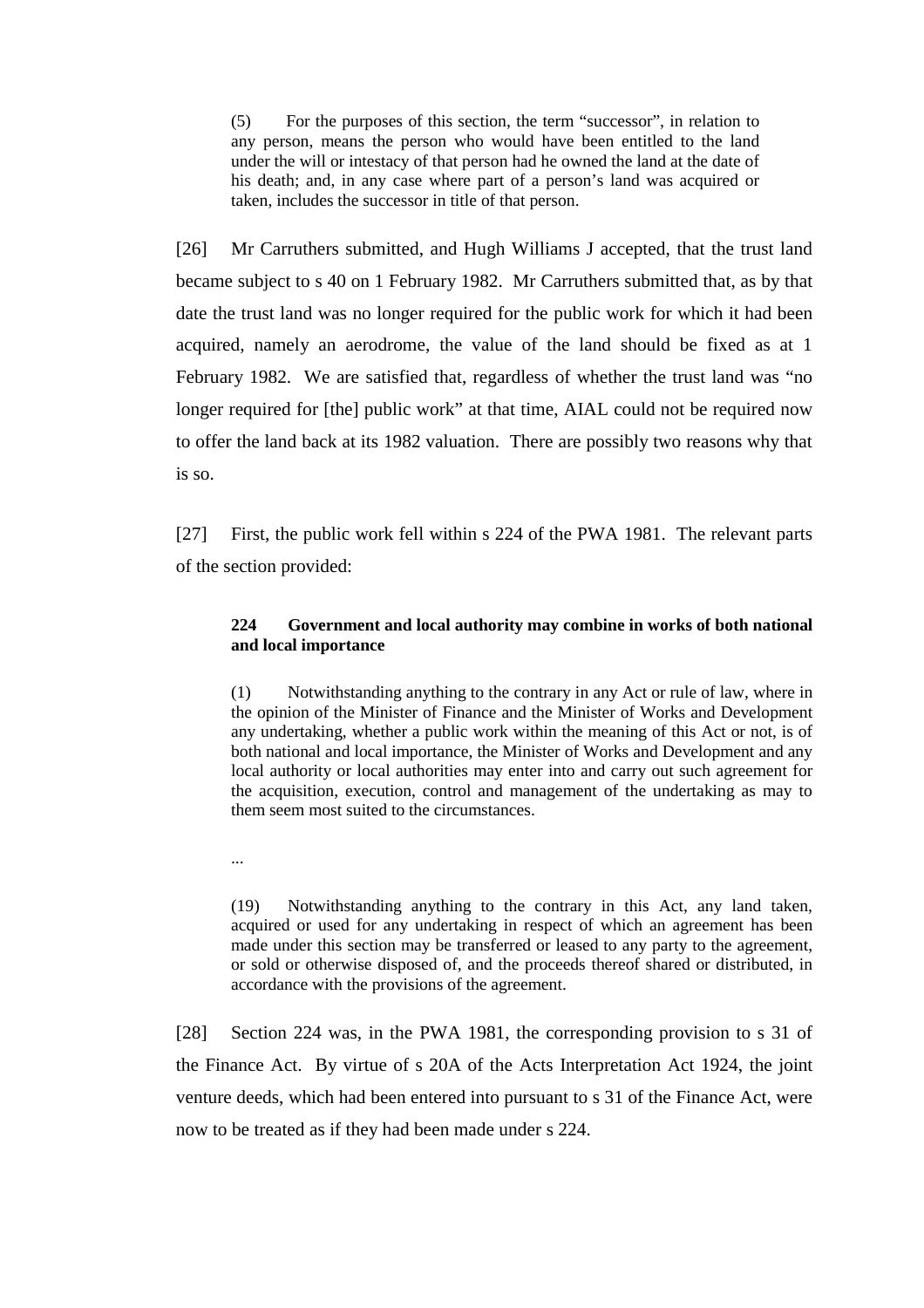> (5) For the purposes of this section, the term "successor", in relation to any person, means the person who would have been entitled to the land under the will or intestacy of that person had he owned the land at the date of his death; and, in any case where part of a person's land was acquired or taken, includes the successor in title of that person.

[26] Mr Carruthers submitted, and Hugh Williams J accepted, that the trust land became subject to s 40 on 1 February 1982. Mr Carruthers submitted that, as by that date the trust land was no longer required for the public work for which it had been acquired, namely an aerodrome, the value of the land should be fixed as at 1 February 1982. We are satisfied that, regardless of whether the trust land was "no longer required for [the] public work" at that time, AIAL could not be required now to offer the land back at its 1982 valuation. There are possibly two reasons why that is so.

[27] First, the public work fell within s 224 of the PWA 1981. The relevant parts of the section provided:

> **224 Government and local authority may combine in works of both national and local importance**
>
> (1) Notwithstanding anything to the contrary in any Act or rule of law, where in the opinion of the Minister of Finance and the Minister of Works and Development any undertaking, whether a public work within the meaning of this Act or not, is of both national and local importance, the Minister of Works and Development and any local authority or local authorities may enter into and carry out such agreement for the acquisition, execution, control and management of the undertaking as may to them seem most suited to the circumstances.
>
> ...
>
> (19) Notwithstanding anything to the contrary in this Act, any land taken, acquired or used for any undertaking in respect of which an agreement has been made under this section may be transferred or leased to any party to the agreement, or sold or otherwise disposed of, and the proceeds thereof shared or distributed, in accordance with the provisions of the agreement.

[28] Section 224 was, in the PWA 1981, the corresponding provision to s 31 of the Finance Act. By virtue of s 20A of the Acts Interpretation Act 1924, the joint venture deeds, which had been entered into pursuant to s 31 of the Finance Act, were now to be treated as if they had been made under s 224.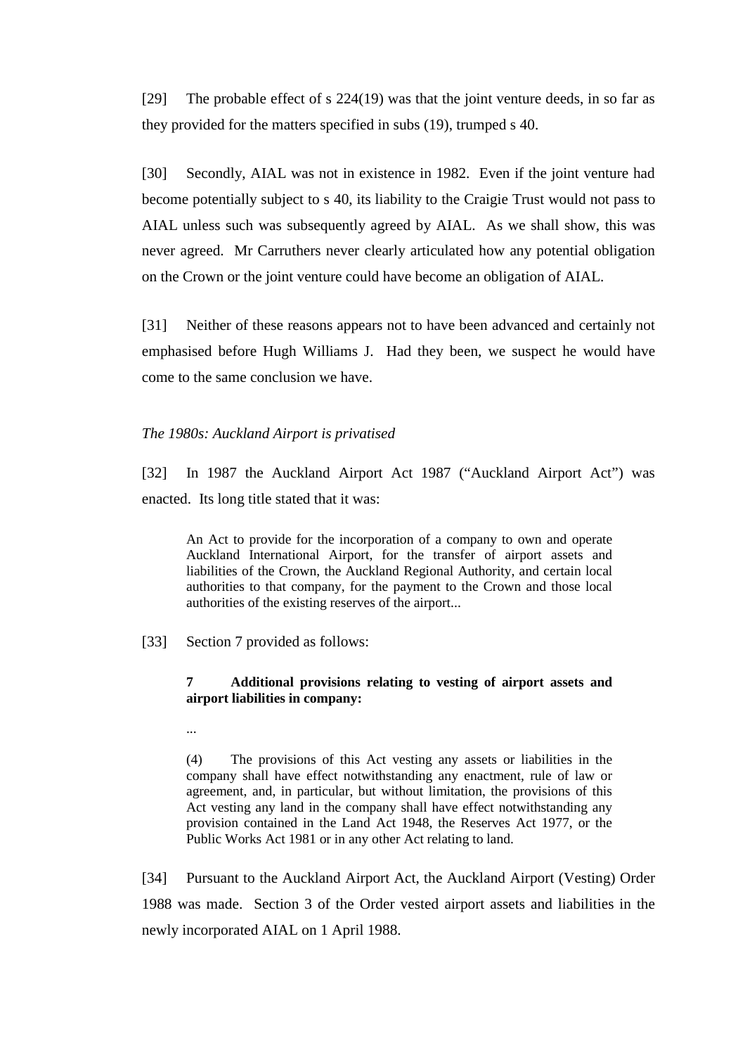[29] The probable effect of s 224(19) was that the joint venture deeds, in so far as they provided for the matters specified in subs (19), trumped s 40.

[30] Secondly, AIAL was not in existence in 1982. Even if the joint venture had become potentially subject to s 40, its liability to the Craigie Trust would not pass to AIAL unless such was subsequently agreed by AIAL. As we shall show, this was never agreed. Mr Carruthers never clearly articulated how any potential obligation on the Crown or the joint venture could have become an obligation of AIAL.

[31] Neither of these reasons appears not to have been advanced and certainly not emphasised before Hugh Williams J. Had they been, we suspect he would have come to the same conclusion we have.

*The 1980s: Auckland Airport is privatised*

[32] In 1987 the Auckland Airport Act 1987 ("Auckland Airport Act") was enacted. Its long title stated that it was:

> An Act to provide for the incorporation of a company to own and operate Auckland International Airport, for the transfer of airport assets and liabilities of the Crown, the Auckland Regional Authority, and certain local authorities to that company, for the payment to the Crown and those local authorities of the existing reserves of the airport...

[33] Section 7 provided as follows:

> **7 Additional provisions relating to vesting of airport assets and airport liabilities in company:**
>
> ...
>
> (4) The provisions of this Act vesting any assets or liabilities in the company shall have effect notwithstanding any enactment, rule of law or agreement, and, in particular, but without limitation, the provisions of this Act vesting any land in the company shall have effect notwithstanding any provision contained in the Land Act 1948, the Reserves Act 1977, or the Public Works Act 1981 or in any other Act relating to land.

[34] Pursuant to the Auckland Airport Act, the Auckland Airport (Vesting) Order 1988 was made. Section 3 of the Order vested airport assets and liabilities in the newly incorporated AIAL on 1 April 1988.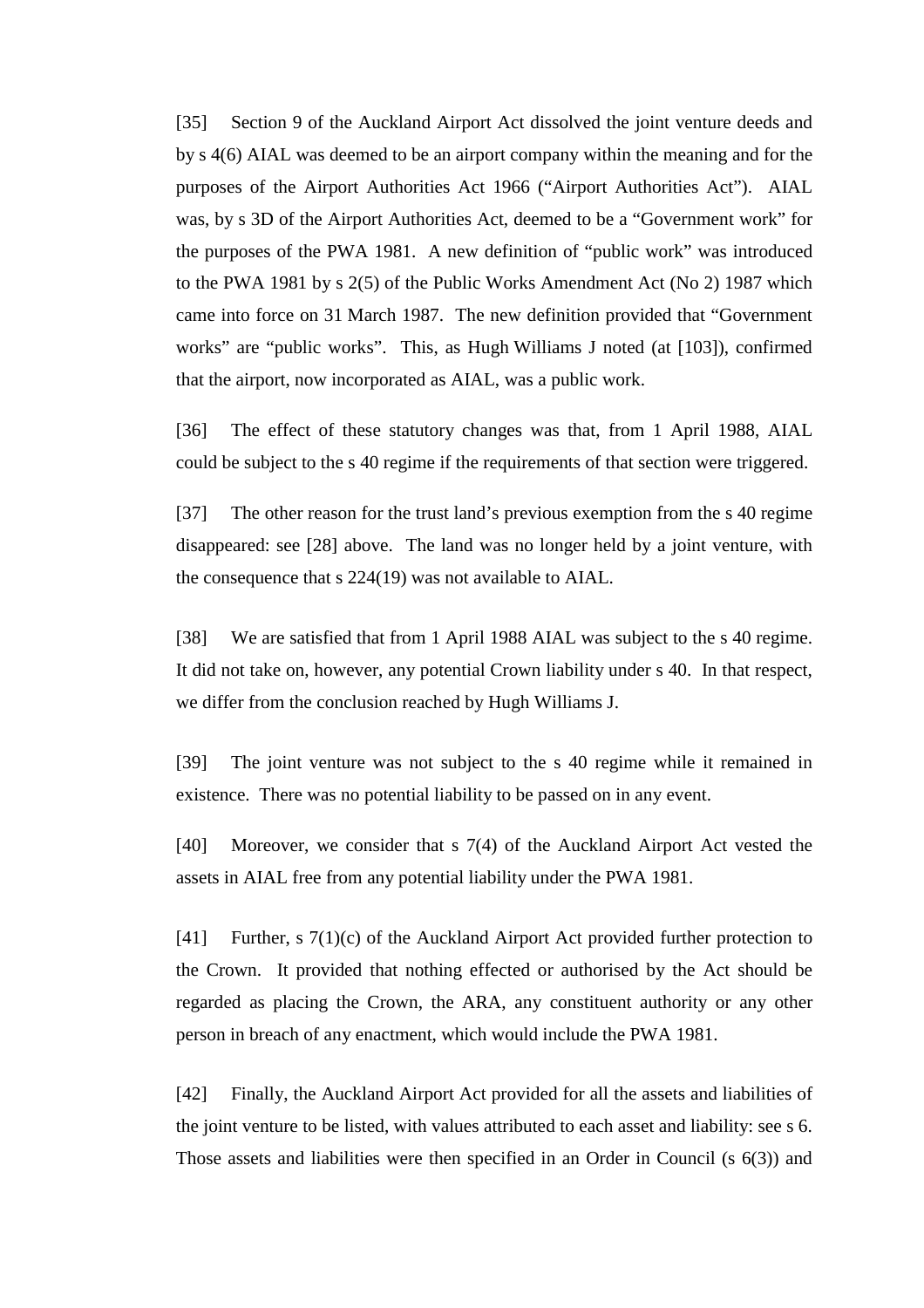[35] Section 9 of the Auckland Airport Act dissolved the joint venture deeds and by s 4(6) AIAL was deemed to be an airport company within the meaning and for the purposes of the Airport Authorities Act 1966 ("Airport Authorities Act"). AIAL was, by s 3D of the Airport Authorities Act, deemed to be a "Government work" for the purposes of the PWA 1981. A new definition of "public work" was introduced to the PWA 1981 by s 2(5) of the Public Works Amendment Act (No 2) 1987 which came into force on 31 March 1987. The new definition provided that "Government works" are "public works". This, as Hugh Williams J noted (at [103]), confirmed that the airport, now incorporated as AIAL, was a public work.

[36] The effect of these statutory changes was that, from 1 April 1988, AIAL could be subject to the s 40 regime if the requirements of that section were triggered.

[37] The other reason for the trust land's previous exemption from the s 40 regime disappeared: see [28] above. The land was no longer held by a joint venture, with the consequence that s 224(19) was not available to AIAL.

[38] We are satisfied that from 1 April 1988 AIAL was subject to the s 40 regime. It did not take on, however, any potential Crown liability under s 40. In that respect, we differ from the conclusion reached by Hugh Williams J.

[39] The joint venture was not subject to the s 40 regime while it remained in existence. There was no potential liability to be passed on in any event.

[40] Moreover, we consider that s 7(4) of the Auckland Airport Act vested the assets in AIAL free from any potential liability under the PWA 1981.

[41] Further, s 7(1)(c) of the Auckland Airport Act provided further protection to the Crown. It provided that nothing effected or authorised by the Act should be regarded as placing the Crown, the ARA, any constituent authority or any other person in breach of any enactment, which would include the PWA 1981.

[42] Finally, the Auckland Airport Act provided for all the assets and liabilities of the joint venture to be listed, with values attributed to each asset and liability: see s 6. Those assets and liabilities were then specified in an Order in Council (s 6(3)) and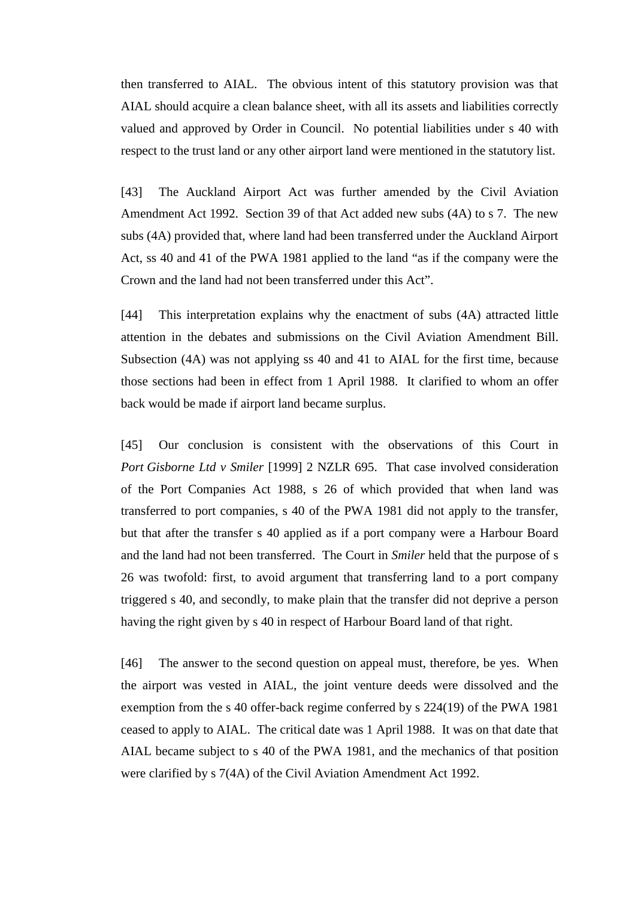then transferred to AIAL. The obvious intent of this statutory provision was that AIAL should acquire a clean balance sheet, with all its assets and liabilities correctly valued and approved by Order in Council. No potential liabilities under s 40 with respect to the trust land or any other airport land were mentioned in the statutory list.

[43] The Auckland Airport Act was further amended by the Civil Aviation Amendment Act 1992. Section 39 of that Act added new subs (4A) to s 7. The new subs (4A) provided that, where land had been transferred under the Auckland Airport Act, ss 40 and 41 of the PWA 1981 applied to the land "as if the company were the Crown and the land had not been transferred under this Act".

[44] This interpretation explains why the enactment of subs (4A) attracted little attention in the debates and submissions on the Civil Aviation Amendment Bill. Subsection (4A) was not applying ss 40 and 41 to AIAL for the first time, because those sections had been in effect from 1 April 1988. It clarified to whom an offer back would be made if airport land became surplus.

[45] Our conclusion is consistent with the observations of this Court in *Port Gisborne Ltd v Smiler* [1999] 2 NZLR 695. That case involved consideration of the Port Companies Act 1988, s 26 of which provided that when land was transferred to port companies, s 40 of the PWA 1981 did not apply to the transfer, but that after the transfer s 40 applied as if a port company were a Harbour Board and the land had not been transferred. The Court in *Smiler* held that the purpose of s 26 was twofold: first, to avoid argument that transferring land to a port company triggered s 40, and secondly, to make plain that the transfer did not deprive a person having the right given by s 40 in respect of Harbour Board land of that right.

[46] The answer to the second question on appeal must, therefore, be yes. When the airport was vested in AIAL, the joint venture deeds were dissolved and the exemption from the s 40 offer-back regime conferred by s 224(19) of the PWA 1981 ceased to apply to AIAL. The critical date was 1 April 1988. It was on that date that AIAL became subject to s 40 of the PWA 1981, and the mechanics of that position were clarified by s 7(4A) of the Civil Aviation Amendment Act 1992.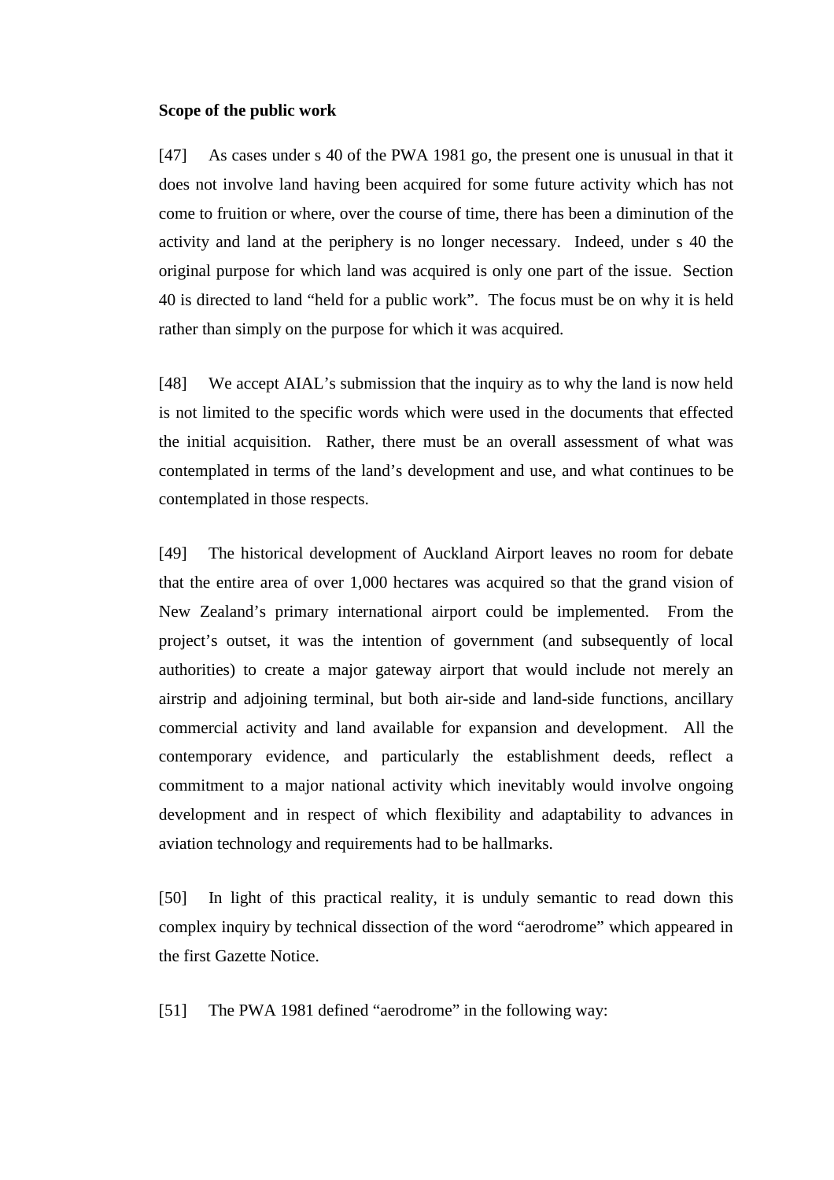**Scope of the public work**

[47] As cases under s 40 of the PWA 1981 go, the present one is unusual in that it does not involve land having been acquired for some future activity which has not come to fruition or where, over the course of time, there has been a diminution of the activity and land at the periphery is no longer necessary. Indeed, under s 40 the original purpose for which land was acquired is only one part of the issue. Section 40 is directed to land "held for a public work". The focus must be on why it is held rather than simply on the purpose for which it was acquired.

[48] We accept AIAL's submission that the inquiry as to why the land is now held is not limited to the specific words which were used in the documents that effected the initial acquisition. Rather, there must be an overall assessment of what was contemplated in terms of the land's development and use, and what continues to be contemplated in those respects.

[49] The historical development of Auckland Airport leaves no room for debate that the entire area of over 1,000 hectares was acquired so that the grand vision of New Zealand's primary international airport could be implemented. From the project's outset, it was the intention of government (and subsequently of local authorities) to create a major gateway airport that would include not merely an airstrip and adjoining terminal, but both air-side and land-side functions, ancillary commercial activity and land available for expansion and development. All the contemporary evidence, and particularly the establishment deeds, reflect a commitment to a major national activity which inevitably would involve ongoing development and in respect of which flexibility and adaptability to advances in aviation technology and requirements had to be hallmarks.

[50] In light of this practical reality, it is unduly semantic to read down this complex inquiry by technical dissection of the word "aerodrome" which appeared in the first Gazette Notice.

[51] The PWA 1981 defined "aerodrome" in the following way: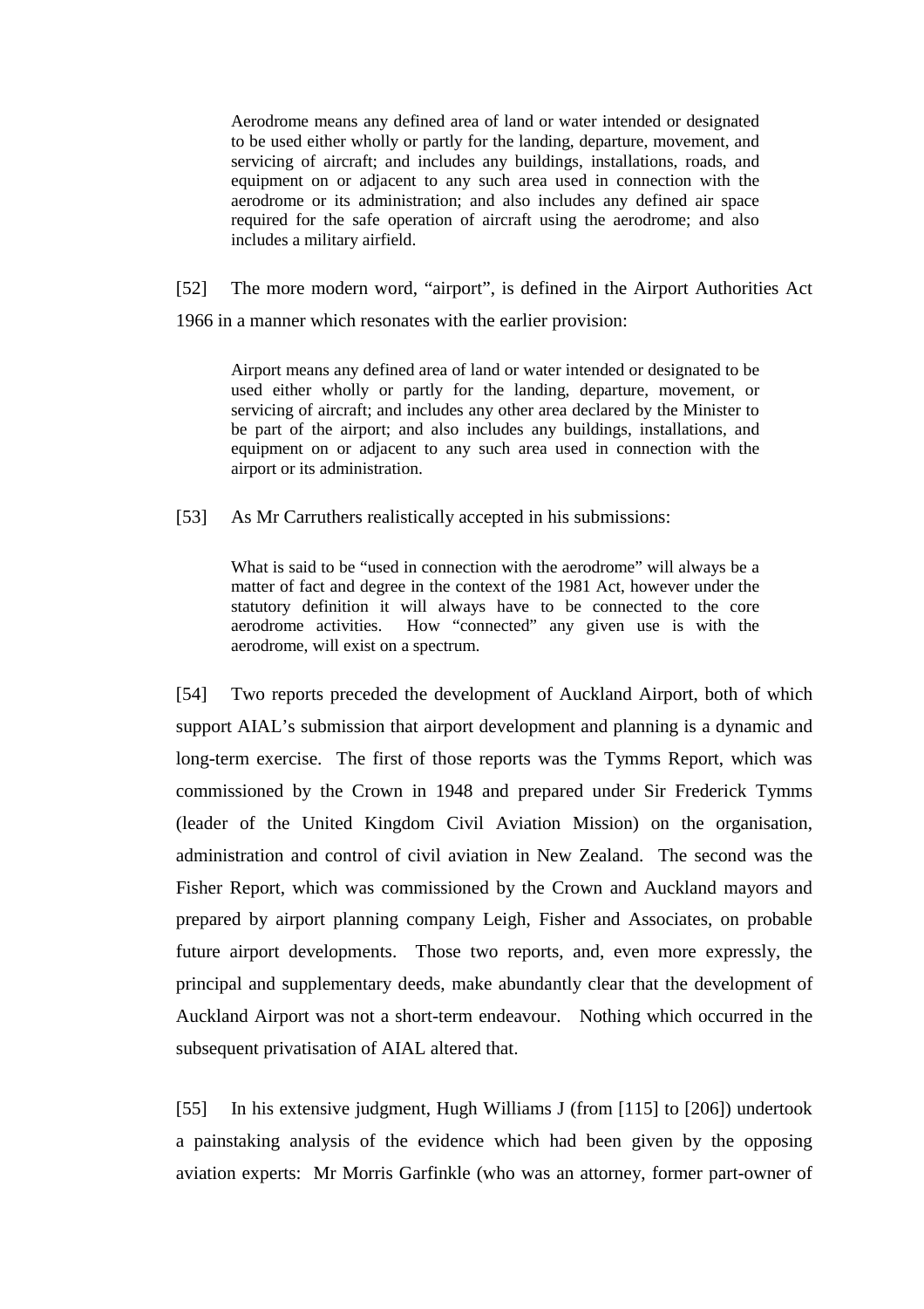> Aerodrome means any defined area of land or water intended or designated to be used either wholly or partly for the landing, departure, movement, and servicing of aircraft; and includes any buildings, installations, roads, and equipment on or adjacent to any such area used in connection with the aerodrome or its administration; and also includes any defined air space required for the safe operation of aircraft using the aerodrome; and also includes a military airfield.

[52] The more modern word, "airport", is defined in the Airport Authorities Act 1966 in a manner which resonates with the earlier provision:

> Airport means any defined area of land or water intended or designated to be used either wholly or partly for the landing, departure, movement, or servicing of aircraft; and includes any other area declared by the Minister to be part of the airport; and also includes any buildings, installations, and equipment on or adjacent to any such area used in connection with the airport or its administration.

[53] As Mr Carruthers realistically accepted in his submissions:

> What is said to be "used in connection with the aerodrome" will always be a matter of fact and degree in the context of the 1981 Act, however under the statutory definition it will always have to be connected to the core aerodrome activities. How "connected" any given use is with the aerodrome, will exist on a spectrum.

[54] Two reports preceded the development of Auckland Airport, both of which support AIAL's submission that airport development and planning is a dynamic and long-term exercise. The first of those reports was the Tymms Report, which was commissioned by the Crown in 1948 and prepared under Sir Frederick Tymms (leader of the United Kingdom Civil Aviation Mission) on the organisation, administration and control of civil aviation in New Zealand. The second was the Fisher Report, which was commissioned by the Crown and Auckland mayors and prepared by airport planning company Leigh, Fisher and Associates, on probable future airport developments. Those two reports, and, even more expressly, the principal and supplementary deeds, make abundantly clear that the development of Auckland Airport was not a short-term endeavour. Nothing which occurred in the subsequent privatisation of AIAL altered that.

[55] In his extensive judgment, Hugh Williams J (from [115] to [206]) undertook a painstaking analysis of the evidence which had been given by the opposing aviation experts: Mr Morris Garfinkle (who was an attorney, former part-owner of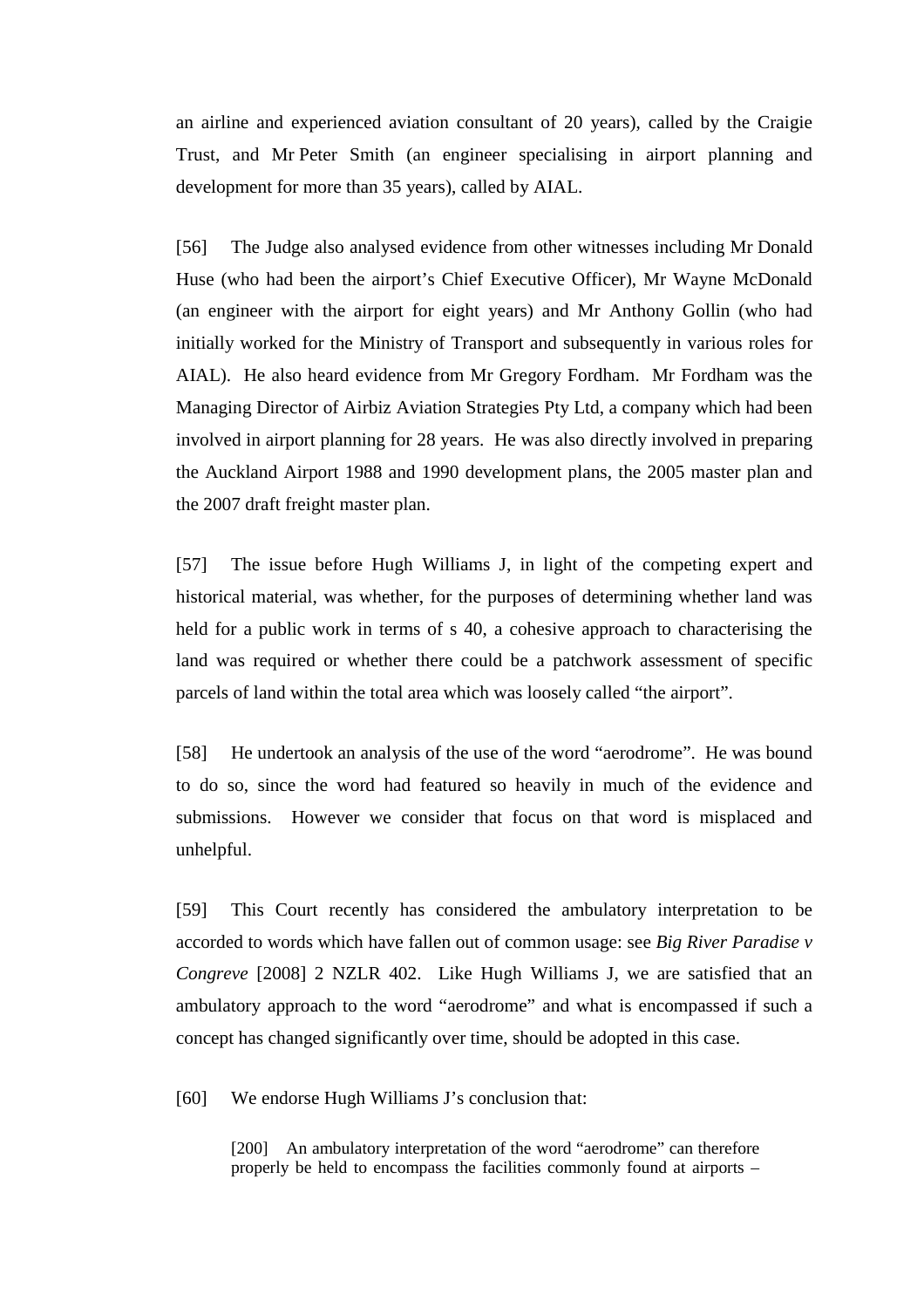an airline and experienced aviation consultant of 20 years), called by the Craigie Trust, and Mr Peter Smith (an engineer specialising in airport planning and development for more than 35 years), called by AIAL.

[56] The Judge also analysed evidence from other witnesses including Mr Donald Huse (who had been the airport's Chief Executive Officer), Mr Wayne McDonald (an engineer with the airport for eight years) and Mr Anthony Gollin (who had initially worked for the Ministry of Transport and subsequently in various roles for AIAL). He also heard evidence from Mr Gregory Fordham. Mr Fordham was the Managing Director of Airbiz Aviation Strategies Pty Ltd, a company which had been involved in airport planning for 28 years. He was also directly involved in preparing the Auckland Airport 1988 and 1990 development plans, the 2005 master plan and the 2007 draft freight master plan.

[57] The issue before Hugh Williams J, in light of the competing expert and historical material, was whether, for the purposes of determining whether land was held for a public work in terms of s 40, a cohesive approach to characterising the land was required or whether there could be a patchwork assessment of specific parcels of land within the total area which was loosely called "the airport".

[58] He undertook an analysis of the use of the word "aerodrome". He was bound to do so, since the word had featured so heavily in much of the evidence and submissions. However we consider that focus on that word is misplaced and unhelpful.

[59] This Court recently has considered the ambulatory interpretation to be accorded to words which have fallen out of common usage: see *Big River Paradise v Congreve* [2008] 2 NZLR 402. Like Hugh Williams J, we are satisfied that an ambulatory approach to the word "aerodrome" and what is encompassed if such a concept has changed significantly over time, should be adopted in this case.

[60] We endorse Hugh Williams J's conclusion that:

> [200] An ambulatory interpretation of the word "aerodrome" can therefore properly be held to encompass the facilities commonly found at airports –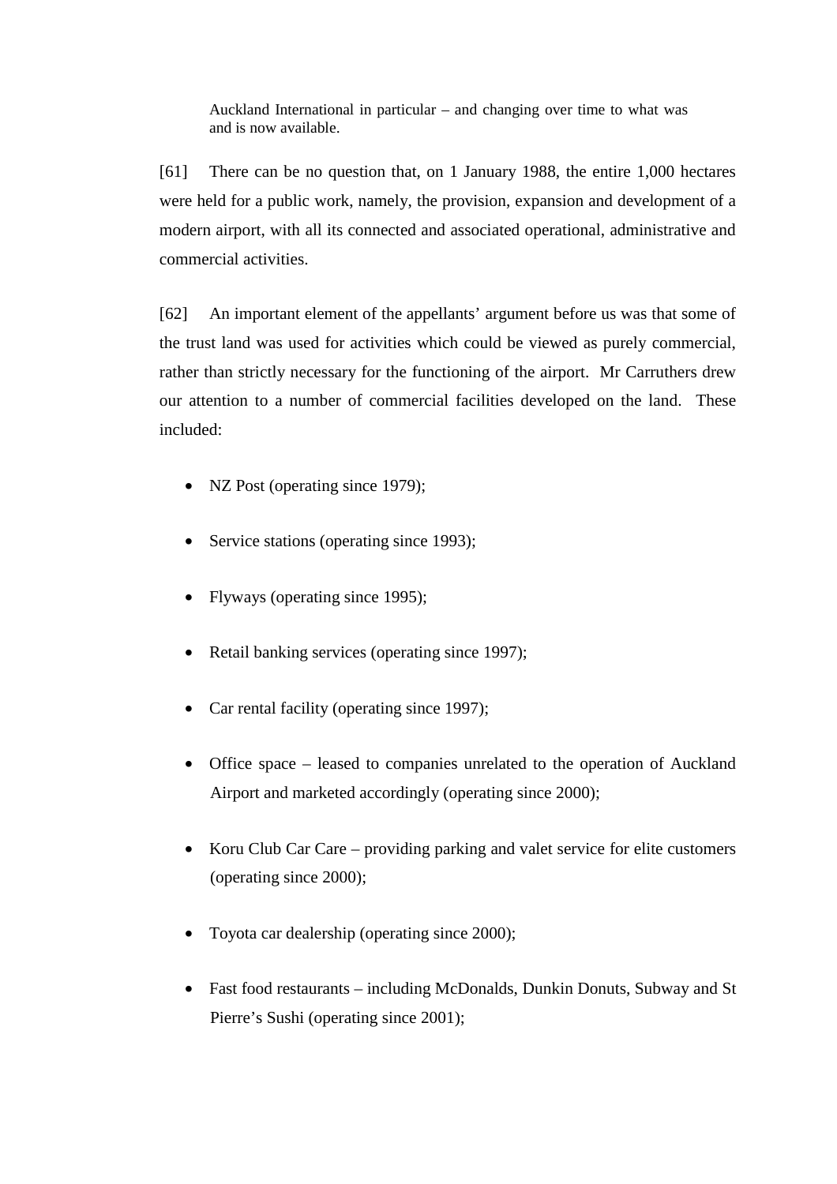Auckland International in particular – and changing over time to what was and is now available.

[61] There can be no question that, on 1 January 1988, the entire 1,000 hectares were held for a public work, namely, the provision, expansion and development of a modern airport, with all its connected and associated operational, administrative and commercial activities.

[62] An important element of the appellants' argument before us was that some of the trust land was used for activities which could be viewed as purely commercial, rather than strictly necessary for the functioning of the airport. Mr Carruthers drew our attention to a number of commercial facilities developed on the land. These included:

- NZ Post (operating since 1979);
- Service stations (operating since 1993);
- Flyways (operating since 1995);
- Retail banking services (operating since 1997);
- Car rental facility (operating since 1997);
- Office space – leased to companies unrelated to the operation of Auckland Airport and marketed accordingly (operating since 2000);
- Koru Club Car Care – providing parking and valet service for elite customers (operating since 2000);
- Toyota car dealership (operating since 2000);
- Fast food restaurants – including McDonalds, Dunkin Donuts, Subway and St Pierre's Sushi (operating since 2001);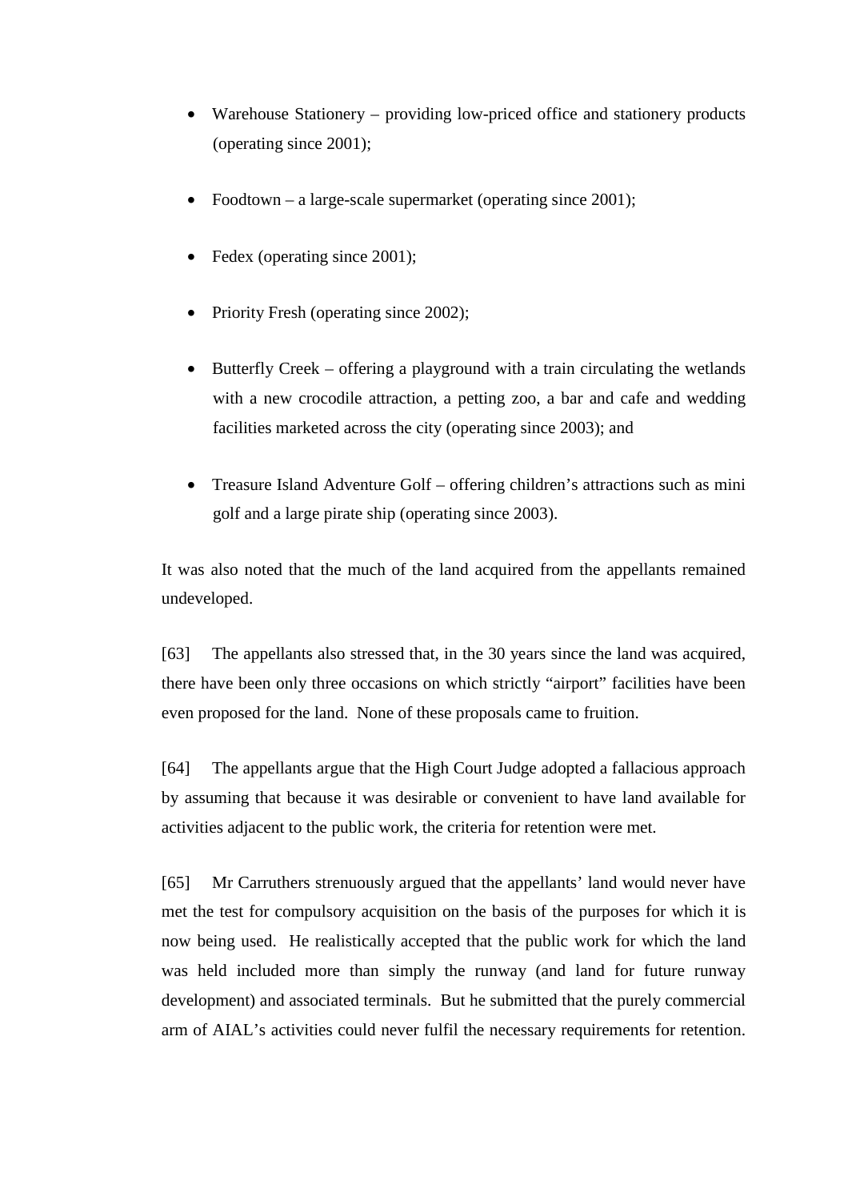- Warehouse Stationery – providing low-priced office and stationery products (operating since 2001);

- Foodtown – a large-scale supermarket (operating since 2001);

- Fedex (operating since 2001);

- Priority Fresh (operating since 2002);

- Butterfly Creek – offering a playground with a train circulating the wetlands with a new crocodile attraction, a petting zoo, a bar and cafe and wedding facilities marketed across the city (operating since 2003); and

- Treasure Island Adventure Golf – offering children's attractions such as mini golf and a large pirate ship (operating since 2003).

It was also noted that the much of the land acquired from the appellants remained undeveloped.

[63] The appellants also stressed that, in the 30 years since the land was acquired, there have been only three occasions on which strictly "airport" facilities have been even proposed for the land. None of these proposals came to fruition.

[64] The appellants argue that the High Court Judge adopted a fallacious approach by assuming that because it was desirable or convenient to have land available for activities adjacent to the public work, the criteria for retention were met.

[65] Mr Carruthers strenuously argued that the appellants' land would never have met the test for compulsory acquisition on the basis of the purposes for which it is now being used. He realistically accepted that the public work for which the land was held included more than simply the runway (and land for future runway development) and associated terminals. But he submitted that the purely commercial arm of AIAL's activities could never fulfil the necessary requirements for retention.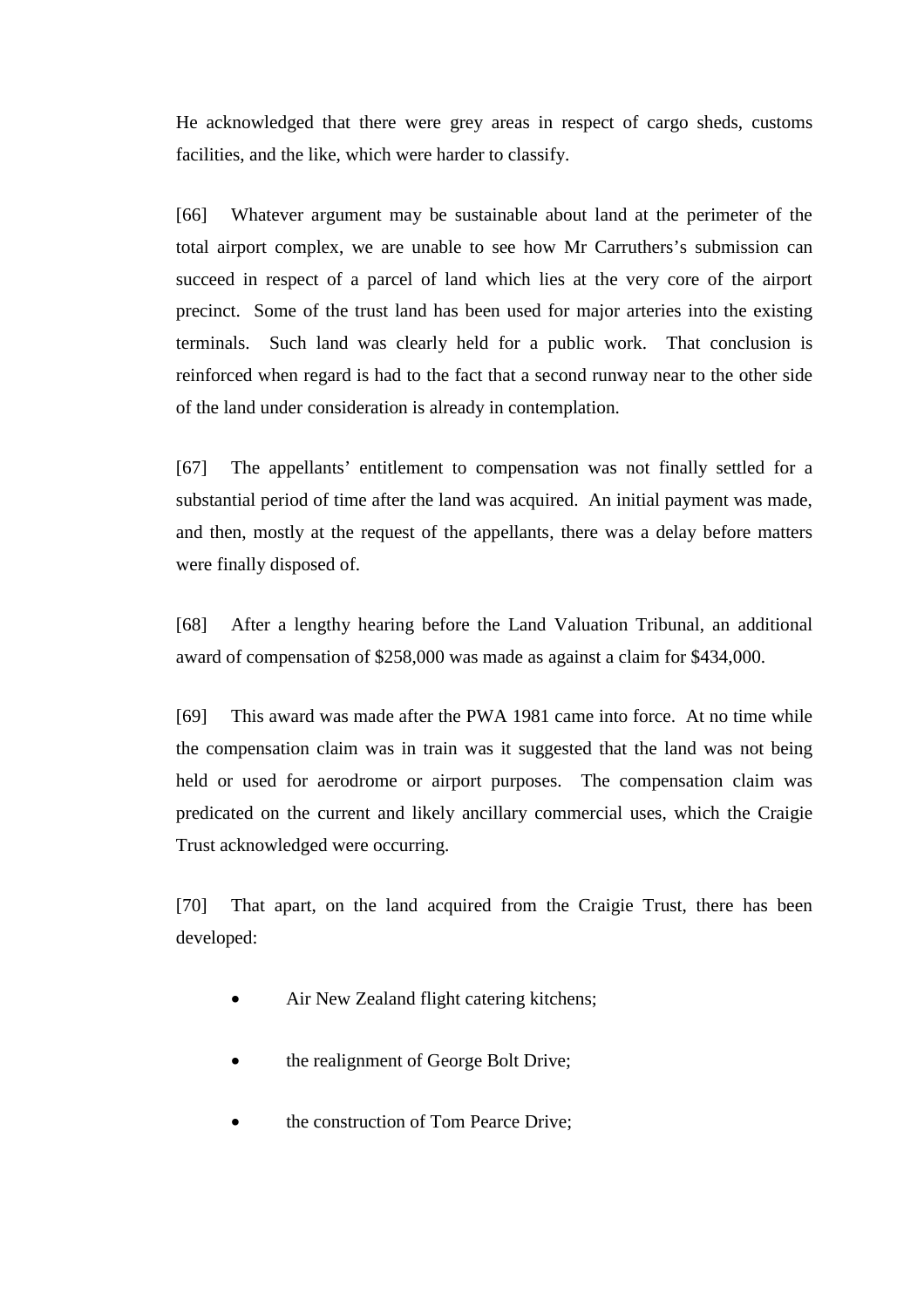He acknowledged that there were grey areas in respect of cargo sheds, customs facilities, and the like, which were harder to classify.

[66] Whatever argument may be sustainable about land at the perimeter of the total airport complex, we are unable to see how Mr Carruthers's submission can succeed in respect of a parcel of land which lies at the very core of the airport precinct. Some of the trust land has been used for major arteries into the existing terminals. Such land was clearly held for a public work. That conclusion is reinforced when regard is had to the fact that a second runway near to the other side of the land under consideration is already in contemplation.

[67] The appellants' entitlement to compensation was not finally settled for a substantial period of time after the land was acquired. An initial payment was made, and then, mostly at the request of the appellants, there was a delay before matters were finally disposed of.

[68] After a lengthy hearing before the Land Valuation Tribunal, an additional award of compensation of $258,000 was made as against a claim for $434,000.

[69] This award was made after the PWA 1981 came into force. At no time while the compensation claim was in train was it suggested that the land was not being held or used for aerodrome or airport purposes. The compensation claim was predicated on the current and likely ancillary commercial uses, which the Craigie Trust acknowledged were occurring.

[70] That apart, on the land acquired from the Craigie Trust, there has been developed:

- Air New Zealand flight catering kitchens;
- the realignment of George Bolt Drive;
- the construction of Tom Pearce Drive;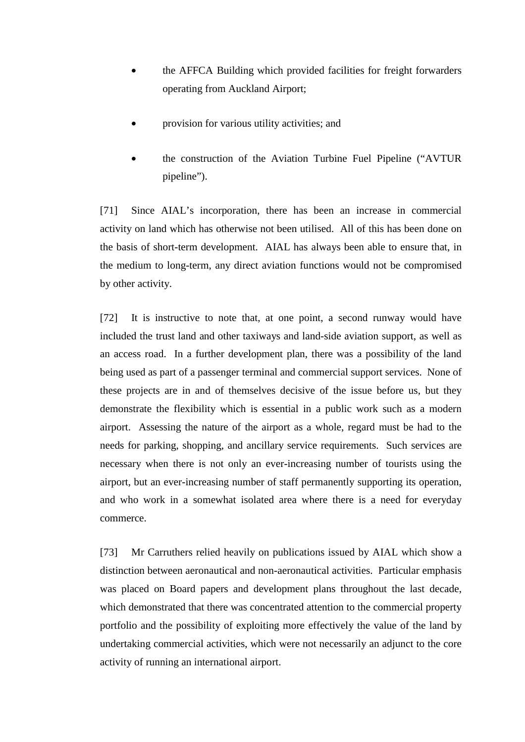- the AFFCA Building which provided facilities for freight forwarders operating from Auckland Airport;
- provision for various utility activities; and
- the construction of the Aviation Turbine Fuel Pipeline ("AVTUR pipeline").

[71] Since AIAL's incorporation, there has been an increase in commercial activity on land which has otherwise not been utilised. All of this has been done on the basis of short-term development. AIAL has always been able to ensure that, in the medium to long-term, any direct aviation functions would not be compromised by other activity.

[72] It is instructive to note that, at one point, a second runway would have included the trust land and other taxiways and land-side aviation support, as well as an access road. In a further development plan, there was a possibility of the land being used as part of a passenger terminal and commercial support services. None of these projects are in and of themselves decisive of the issue before us, but they demonstrate the flexibility which is essential in a public work such as a modern airport. Assessing the nature of the airport as a whole, regard must be had to the needs for parking, shopping, and ancillary service requirements. Such services are necessary when there is not only an ever-increasing number of tourists using the airport, but an ever-increasing number of staff permanently supporting its operation, and who work in a somewhat isolated area where there is a need for everyday commerce.

[73] Mr Carruthers relied heavily on publications issued by AIAL which show a distinction between aeronautical and non-aeronautical activities. Particular emphasis was placed on Board papers and development plans throughout the last decade, which demonstrated that there was concentrated attention to the commercial property portfolio and the possibility of exploiting more effectively the value of the land by undertaking commercial activities, which were not necessarily an adjunct to the core activity of running an international airport.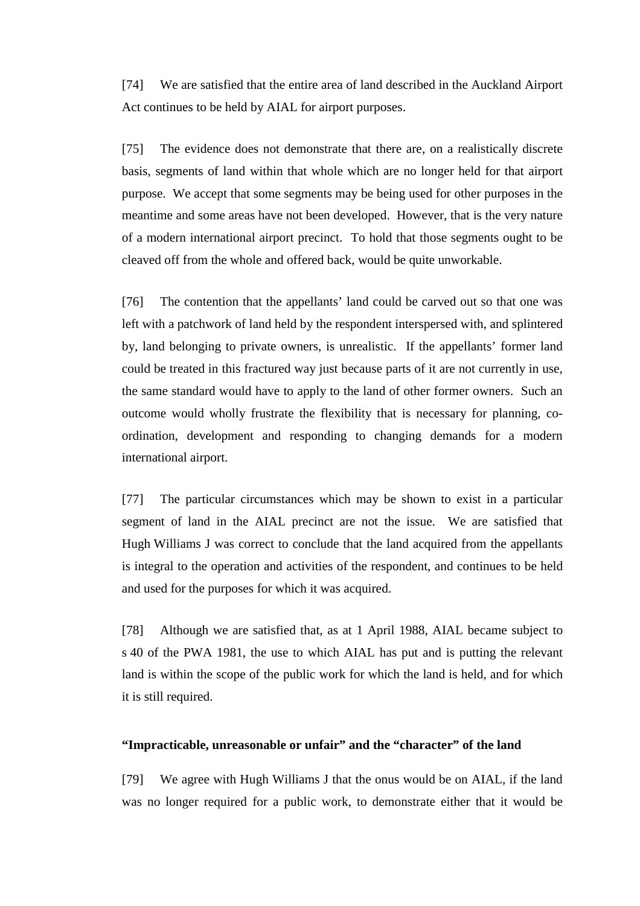[74] We are satisfied that the entire area of land described in the Auckland Airport Act continues to be held by AIAL for airport purposes.

[75] The evidence does not demonstrate that there are, on a realistically discrete basis, segments of land within that whole which are no longer held for that airport purpose. We accept that some segments may be being used for other purposes in the meantime and some areas have not been developed. However, that is the very nature of a modern international airport precinct. To hold that those segments ought to be cleaved off from the whole and offered back, would be quite unworkable.

[76] The contention that the appellants' land could be carved out so that one was left with a patchwork of land held by the respondent interspersed with, and splintered by, land belonging to private owners, is unrealistic. If the appellants' former land could be treated in this fractured way just because parts of it are not currently in use, the same standard would have to apply to the land of other former owners. Such an outcome would wholly frustrate the flexibility that is necessary for planning, co-ordination, development and responding to changing demands for a modern international airport.

[77] The particular circumstances which may be shown to exist in a particular segment of land in the AIAL precinct are not the issue. We are satisfied that Hugh Williams J was correct to conclude that the land acquired from the appellants is integral to the operation and activities of the respondent, and continues to be held and used for the purposes for which it was acquired.

[78] Although we are satisfied that, as at 1 April 1988, AIAL became subject to s 40 of the PWA 1981, the use to which AIAL has put and is putting the relevant land is within the scope of the public work for which the land is held, and for which it is still required.

### "Impracticable, unreasonable or unfair" and the "character" of the land

[79] We agree with Hugh Williams J that the onus would be on AIAL, if the land was no longer required for a public work, to demonstrate either that it would be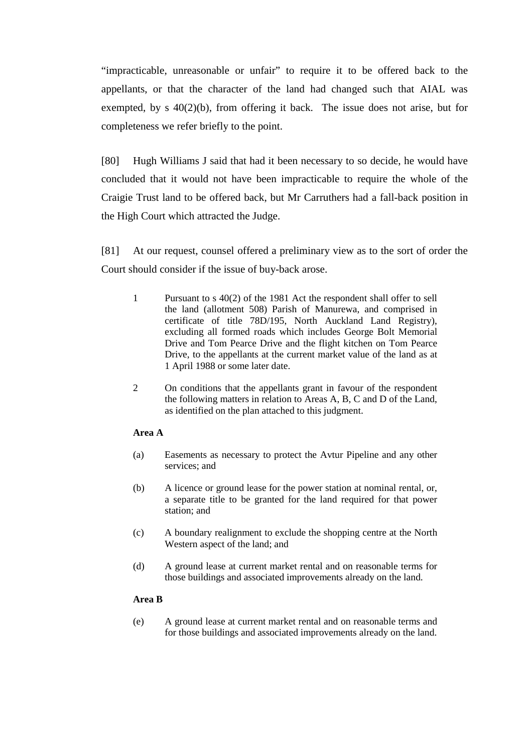"impracticable, unreasonable or unfair" to require it to be offered back to the appellants, or that the character of the land had changed such that AIAL was exempted, by s 40(2)(b), from offering it back. The issue does not arise, but for completeness we refer briefly to the point.

[80] Hugh Williams J said that had it been necessary to so decide, he would have concluded that it would not have been impracticable to require the whole of the Craigie Trust land to be offered back, but Mr Carruthers had a fall-back position in the High Court which attracted the Judge.

[81] At our request, counsel offered a preliminary view as to the sort of order the Court should consider if the issue of buy-back arose.

> 1 Pursuant to s 40(2) of the 1981 Act the respondent shall offer to sell the land (allotment 508) Parish of Manurewa, and comprised in certificate of title 78D/195, North Auckland Land Registry), excluding all formed roads which includes George Bolt Memorial Drive and Tom Pearce Drive and the flight kitchen on Tom Pearce Drive, to the appellants at the current market value of the land as at 1 April 1988 or some later date.
>
> 2 On conditions that the appellants grant in favour of the respondent the following matters in relation to Areas A, B, C and D of the Land, as identified on the plan attached to this judgment.
>
> **Area A**
>
> (a) Easements as necessary to protect the Avtur Pipeline and any other services; and
>
> (b) A licence or ground lease for the power station at nominal rental, or, a separate title to be granted for the land required for that power station; and
>
> (c) A boundary realignment to exclude the shopping centre at the North Western aspect of the land; and
>
> (d) A ground lease at current market rental and on reasonable terms for those buildings and associated improvements already on the land.
>
> **Area B**
>
> (e) A ground lease at current market rental and on reasonable terms and for those buildings and associated improvements already on the land.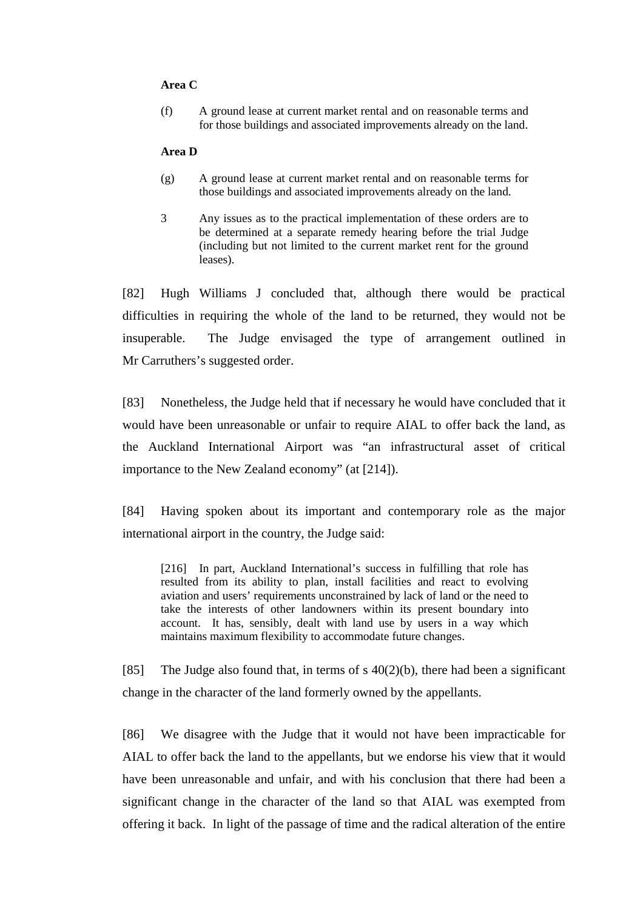**Area C**

> (f) A ground lease at current market rental and on reasonable terms and for those buildings and associated improvements already on the land.

**Area D**

> (g) A ground lease at current market rental and on reasonable terms for those buildings and associated improvements already on the land.
>
> 3 Any issues as to the practical implementation of these orders are to be determined at a separate remedy hearing before the trial Judge (including but not limited to the current market rent for the ground leases).

[82] Hugh Williams J concluded that, although there would be practical difficulties in requiring the whole of the land to be returned, they would not be insuperable. The Judge envisaged the type of arrangement outlined in Mr Carruthers's suggested order.

[83] Nonetheless, the Judge held that if necessary he would have concluded that it would have been unreasonable or unfair to require AIAL to offer back the land, as the Auckland International Airport was "an infrastructural asset of critical importance to the New Zealand economy" (at [214]).

[84] Having spoken about its important and contemporary role as the major international airport in the country, the Judge said:

> [216] In part, Auckland International's success in fulfilling that role has resulted from its ability to plan, install facilities and react to evolving aviation and users' requirements unconstrained by lack of land or the need to take the interests of other landowners within its present boundary into account. It has, sensibly, dealt with land use by users in a way which maintains maximum flexibility to accommodate future changes.

[85] The Judge also found that, in terms of s 40(2)(b), there had been a significant change in the character of the land formerly owned by the appellants.

[86] We disagree with the Judge that it would not have been impracticable for AIAL to offer back the land to the appellants, but we endorse his view that it would have been unreasonable and unfair, and with his conclusion that there had been a significant change in the character of the land so that AIAL was exempted from offering it back. In light of the passage of time and the radical alteration of the entire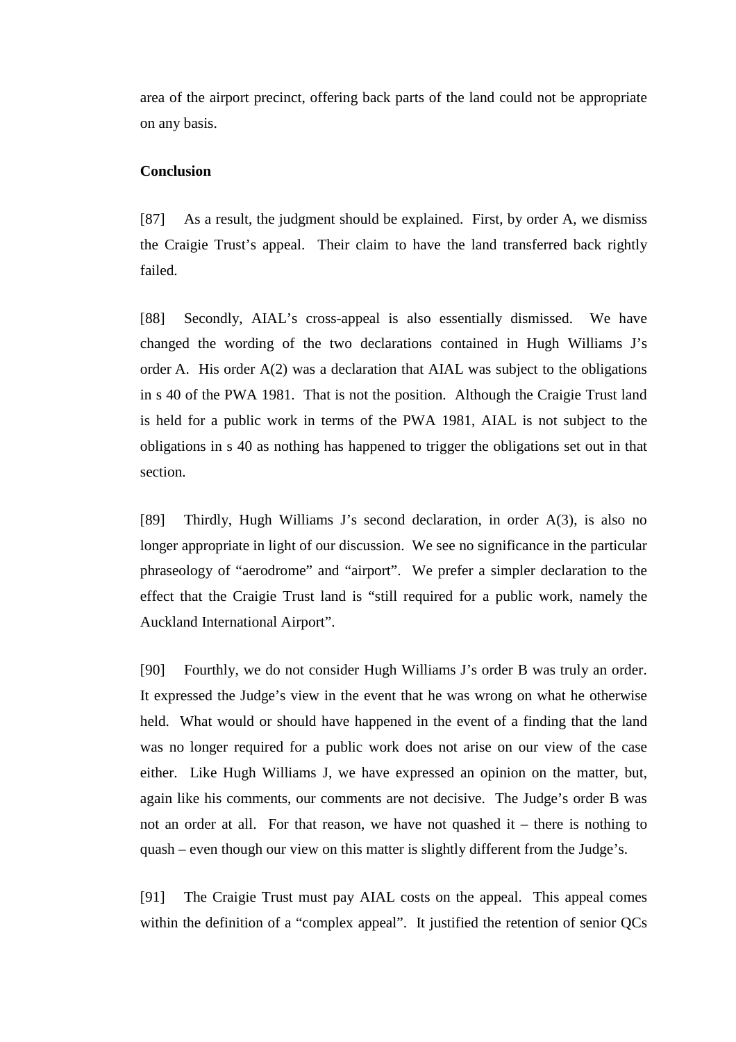area of the airport precinct, offering back parts of the land could not be appropriate on any basis.

**Conclusion**

[87] As a result, the judgment should be explained. First, by order A, we dismiss the Craigie Trust's appeal. Their claim to have the land transferred back rightly failed.

[88] Secondly, AIAL's cross-appeal is also essentially dismissed. We have changed the wording of the two declarations contained in Hugh Williams J's order A. His order A(2) was a declaration that AIAL was subject to the obligations in s 40 of the PWA 1981. That is not the position. Although the Craigie Trust land is held for a public work in terms of the PWA 1981, AIAL is not subject to the obligations in s 40 as nothing has happened to trigger the obligations set out in that section.

[89] Thirdly, Hugh Williams J's second declaration, in order A(3), is also no longer appropriate in light of our discussion. We see no significance in the particular phraseology of "aerodrome" and "airport". We prefer a simpler declaration to the effect that the Craigie Trust land is "still required for a public work, namely the Auckland International Airport".

[90] Fourthly, we do not consider Hugh Williams J's order B was truly an order. It expressed the Judge's view in the event that he was wrong on what he otherwise held. What would or should have happened in the event of a finding that the land was no longer required for a public work does not arise on our view of the case either. Like Hugh Williams J, we have expressed an opinion on the matter, but, again like his comments, our comments are not decisive. The Judge's order B was not an order at all. For that reason, we have not quashed it – there is nothing to quash – even though our view on this matter is slightly different from the Judge's.

[91] The Craigie Trust must pay AIAL costs on the appeal. This appeal comes within the definition of a "complex appeal". It justified the retention of senior QCs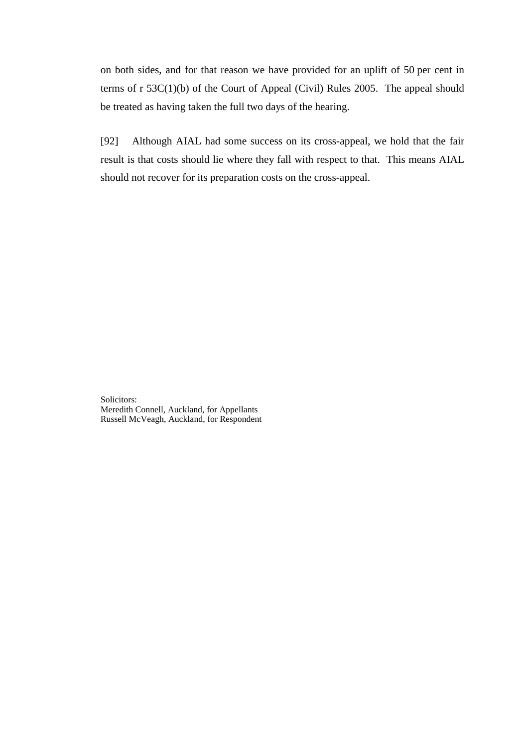on both sides, and for that reason we have provided for an uplift of 50 per cent in terms of r 53C(1)(b) of the Court of Appeal (Civil) Rules 2005. The appeal should be treated as having taken the full two days of the hearing.

[92] Although AIAL had some success on its cross-appeal, we hold that the fair result is that costs should lie where they fall with respect to that. This means AIAL should not recover for its preparation costs on the cross-appeal.

Solicitors:
Meredith Connell, Auckland, for Appellants
Russell McVeagh, Auckland, for Respondent